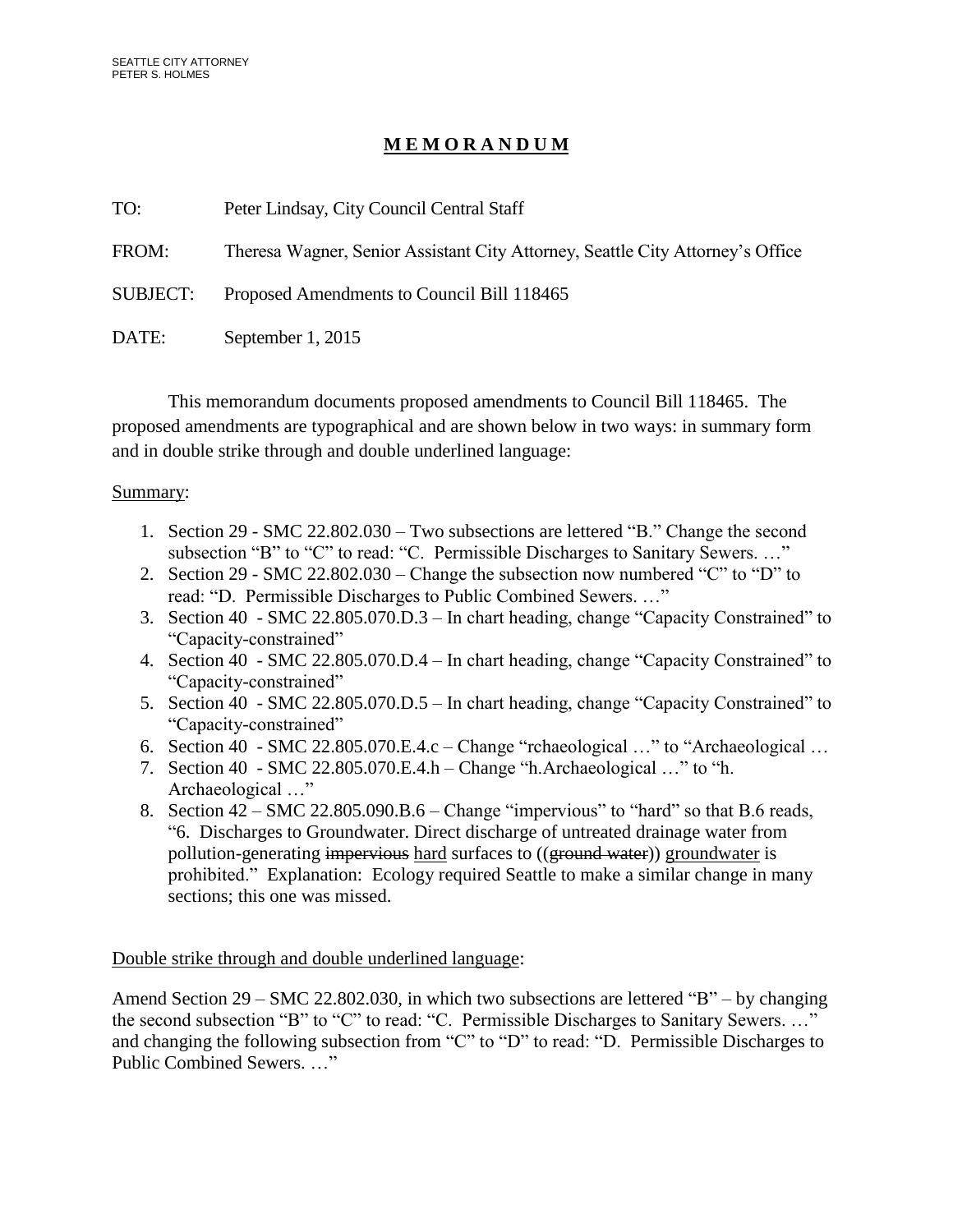SEATTLE CITY ATTORNEY
PETER S. HOLMES

# **M E M O R A N D U M**

TO: Peter Lindsay, City Council Central Staff

FROM: Theresa Wagner, Senior Assistant City Attorney, Seattle City Attorney's Office

SUBJECT: Proposed Amendments to Council Bill 118465

DATE: September 1, 2015

This memorandum documents proposed amendments to Council Bill 118465. The proposed amendments are typographical and are shown below in two ways: in summary form and in double strike through and double underlined language:

<u>Summary</u>:

1. Section 29 - SMC 22.802.030 – Two subsections are lettered "B." Change the second subsection "B" to "C" to read: "C. Permissible Discharges to Sanitary Sewers. …"
2. Section 29 - SMC 22.802.030 – Change the subsection now numbered "C" to "D" to read: "D. Permissible Discharges to Public Combined Sewers. …"
3. Section 40 - SMC 22.805.070.D.3 – In chart heading, change "Capacity Constrained" to "Capacity-constrained"
4. Section 40 - SMC 22.805.070.D.4 – In chart heading, change "Capacity Constrained" to "Capacity-constrained"
5. Section 40 - SMC 22.805.070.D.5 – In chart heading, change "Capacity Constrained" to "Capacity-constrained"
6. Section 40 - SMC 22.805.070.E.4.c – Change "rchaeological …" to "Archaeological …
7. Section 40 - SMC 22.805.070.E.4.h – Change "h.Archaeological …" to "h. Archaeological …"
8. Section 42 – SMC 22.805.090.B.6 – Change "impervious" to "hard" so that B.6 reads, "6. Discharges to Groundwater. Direct discharge of untreated drainage water from pollution-generating ~~impervious~~ <u>hard</u> surfaces to ((~~ground water~~)) <u>groundwater</u> is prohibited." Explanation: Ecology required Seattle to make a similar change in many sections; this one was missed.

<u>Double strike through and double underlined language</u>:

Amend Section 29 – SMC 22.802.030, in which two subsections are lettered "B" – by changing the second subsection "B" to "C" to read: "C. Permissible Discharges to Sanitary Sewers. …" and changing the following subsection from "C" to "D" to read: "D. Permissible Discharges to Public Combined Sewers. …"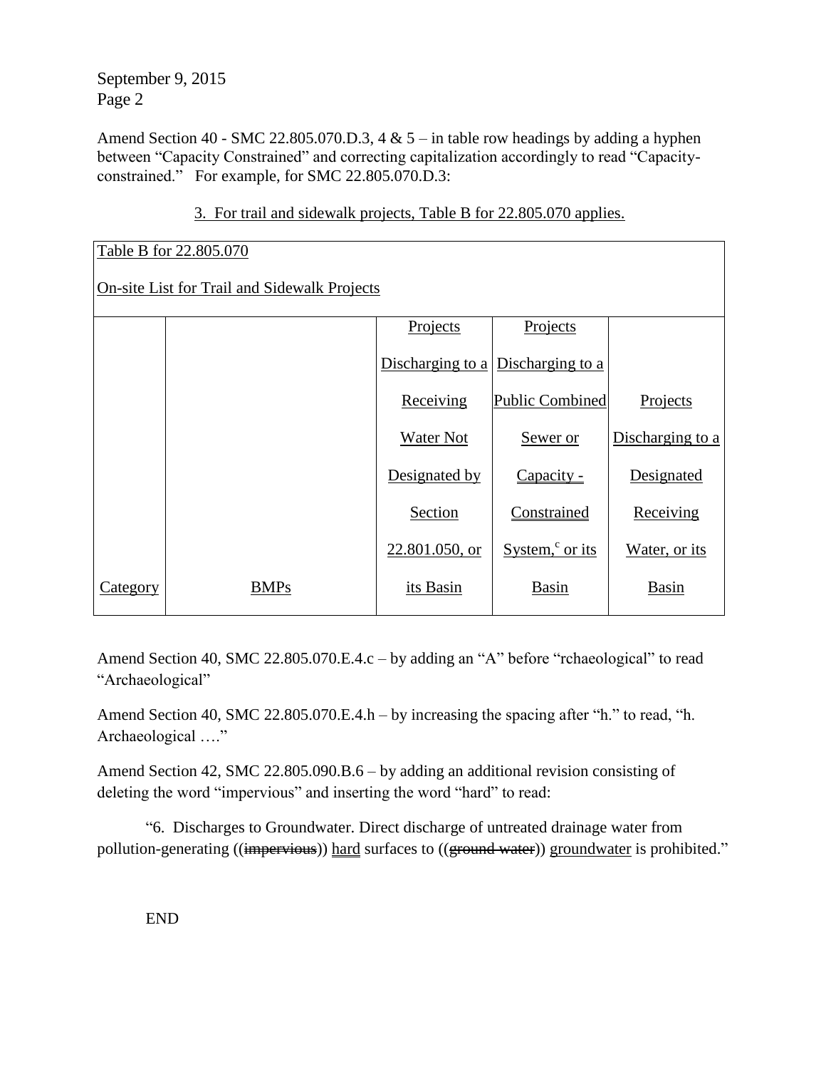Amend Section 40 - SMC 22.805.070.D.3, 4 & 5 – in table row headings by adding a hyphen between "Capacity Constrained" and correcting capitalization accordingly to read "Capacity-constrained." For example, for SMC 22.805.070.D.3:

3. For trail and sidewalk projects, Table B for 22.805.070 applies.

| Table B for 22.805.070<br><br>On-site List for Trail and Sidewalk Projects | | | | |
|---|---|---|---|---|
| Category | BMPs | Projects Discharging to a Receiving Water Not Designated by Section 22.801.050, or its Basin | Projects Discharging to a Public Combined Sewer or Capacity - Constrained System,[c] or its Basin | Projects Discharging to a Designated Receiving Water, or its Basin |

Amend Section 40, SMC 22.805.070.E.4.c – by adding an "A" before "rchaeological" to read "Archaeological"

Amend Section 40, SMC 22.805.070.E.4.h – by increasing the spacing after "h." to read, "h. Archaeological …."

Amend Section 42, SMC 22.805.090.B.6 – by adding an additional revision consisting of deleting the word "impervious" and inserting the word "hard" to read:

"6. Discharges to Groundwater. Direct discharge of untreated drainage water from pollution-generating ((~~impervious~~)) hard surfaces to ((~~ground water~~)) groundwater is prohibited."

END